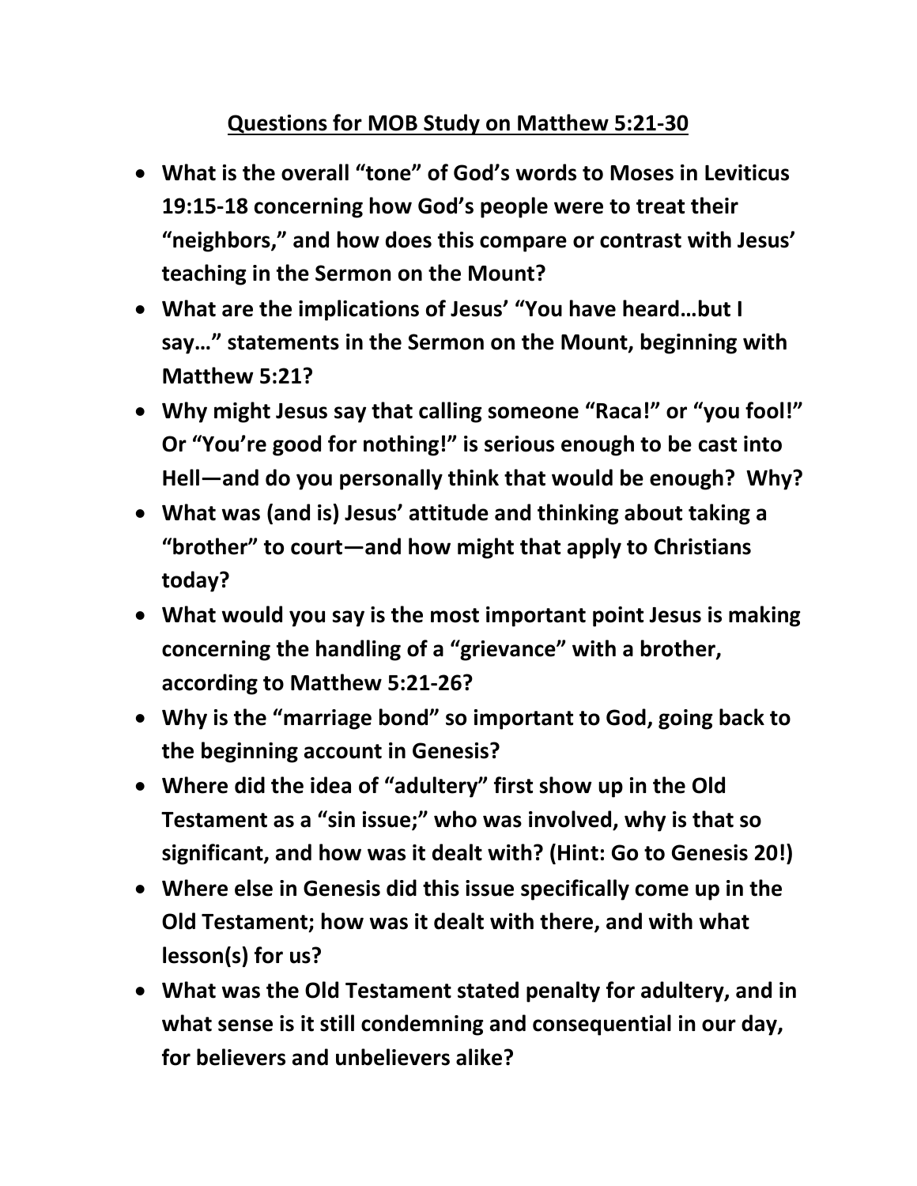# Questions for MOB Study on Matthew 5:21-30

- **What is the overall "tone" of God's words to Moses in Leviticus 19:15-18 concerning how God's people were to treat their "neighbors," and how does this compare or contrast with Jesus' teaching in the Sermon on the Mount?**
- **What are the implications of Jesus' "You have heard…but I say…" statements in the Sermon on the Mount, beginning with Matthew 5:21?**
- **Why might Jesus say that calling someone "Raca!" or "you fool!" Or "You're good for nothing!" is serious enough to be cast into Hell—and do you personally think that would be enough? Why?**
- **What was (and is) Jesus' attitude and thinking about taking a "brother" to court—and how might that apply to Christians today?**
- **What would you say is the most important point Jesus is making concerning the handling of a "grievance" with a brother, according to Matthew 5:21-26?**
- **Why is the "marriage bond" so important to God, going back to the beginning account in Genesis?**
- **Where did the idea of "adultery" first show up in the Old Testament as a "sin issue;" who was involved, why is that so significant, and how was it dealt with? (Hint: Go to Genesis 20!)**
- **Where else in Genesis did this issue specifically come up in the Old Testament; how was it dealt with there, and with what lesson(s) for us?**
- **What was the Old Testament stated penalty for adultery, and in what sense is it still condemning and consequential in our day, for believers and unbelievers alike?**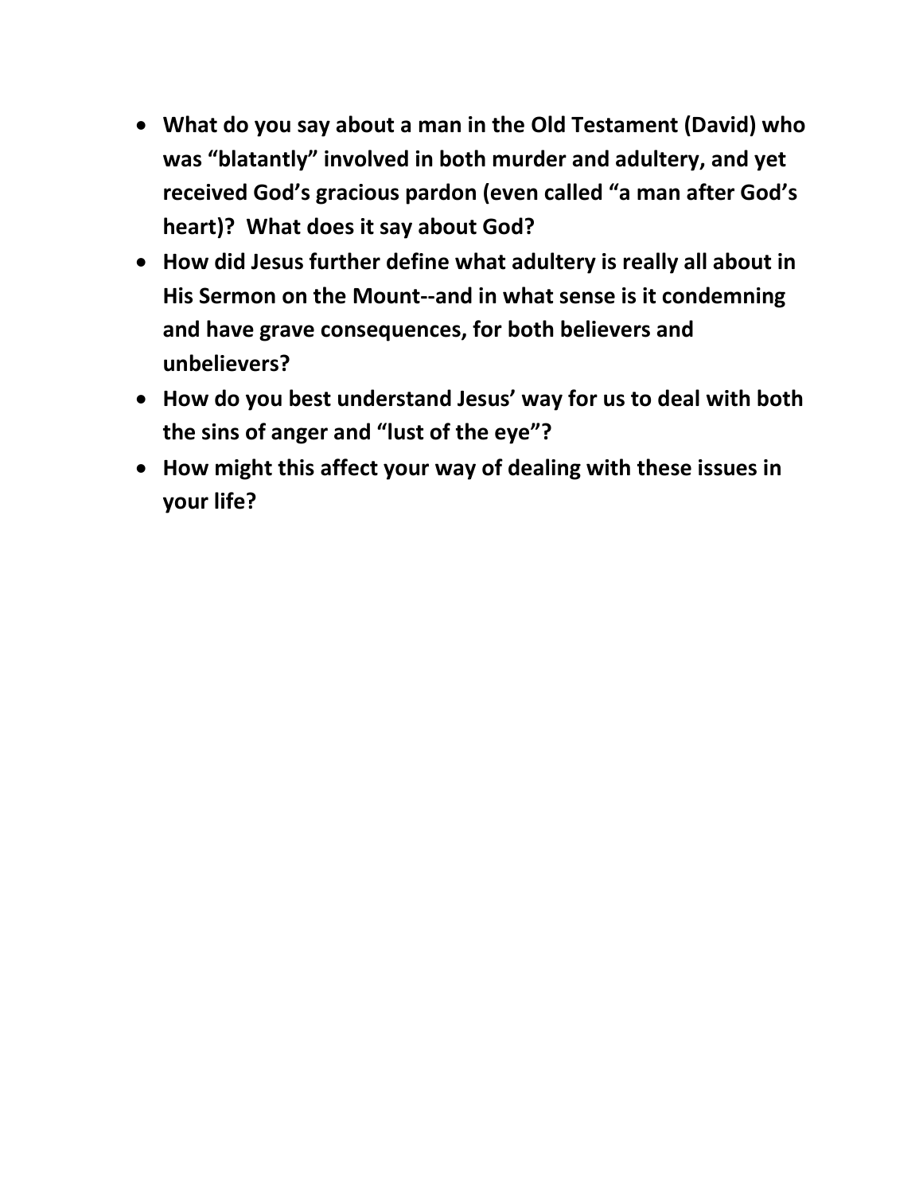- **What do you say about a man in the Old Testament (David) who was "blatantly" involved in both murder and adultery, and yet received God's gracious pardon (even called "a man after God's heart)? What does it say about God?**
- **How did Jesus further define what adultery is really all about in His Sermon on the Mount--and in what sense is it condemning and have grave consequences, for both believers and unbelievers?**
- **How do you best understand Jesus' way for us to deal with both the sins of anger and "lust of the eye"?**
- **How might this affect your way of dealing with these issues in your life?**